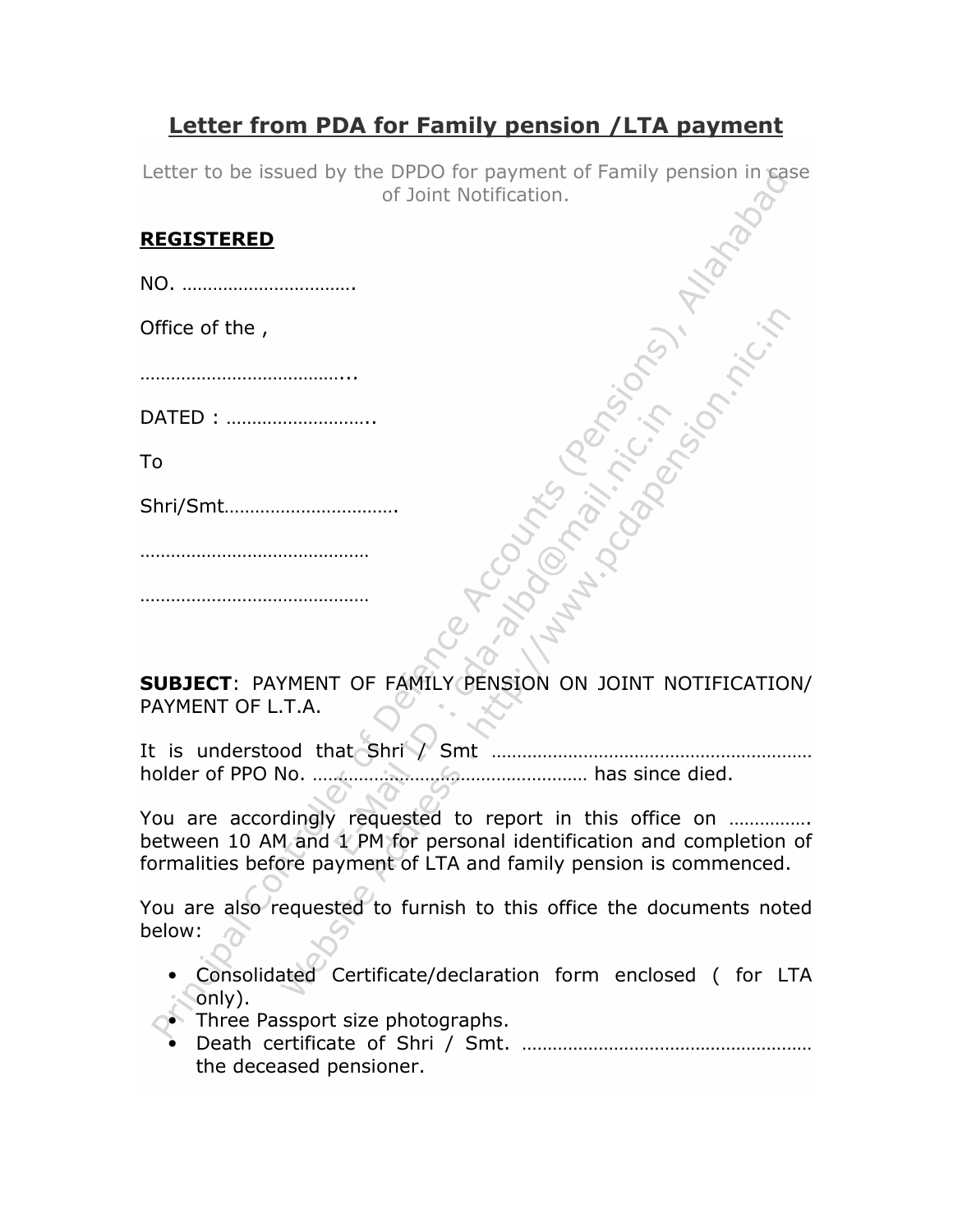# Letter from PDA for Family pension /LTA payment

Letter to be issued by the DPDO for payment of Family pension in case of Joint Notification.

**REGISTERED**

NO. …………………………….

Office of the ,

…………………………………..

DATED : ………………………..

To

Shri/Smt…………………………….

………………………………………

………………………………………

**SUBJECT**: PAYMENT OF FAMILY PENSION ON JOINT NOTIFICATION/ PAYMENT OF L.T.A.

It is understood that Shri / Smt ……………………………………………………… holder of PPO No. ……………………………………………… has since died.

You are accordingly requested to report in this office on ……………. between 10 AM and 1 PM for personal identification and completion of formalities before payment of LTA and family pension is commenced.

You are also requested to furnish to this office the documents noted below:

- Consolidated Certificate/declaration form enclosed ( for LTA only).
- Three Passport size photographs.
- Death certificate of Shri / Smt. ………………………………………………… the deceased pensioner.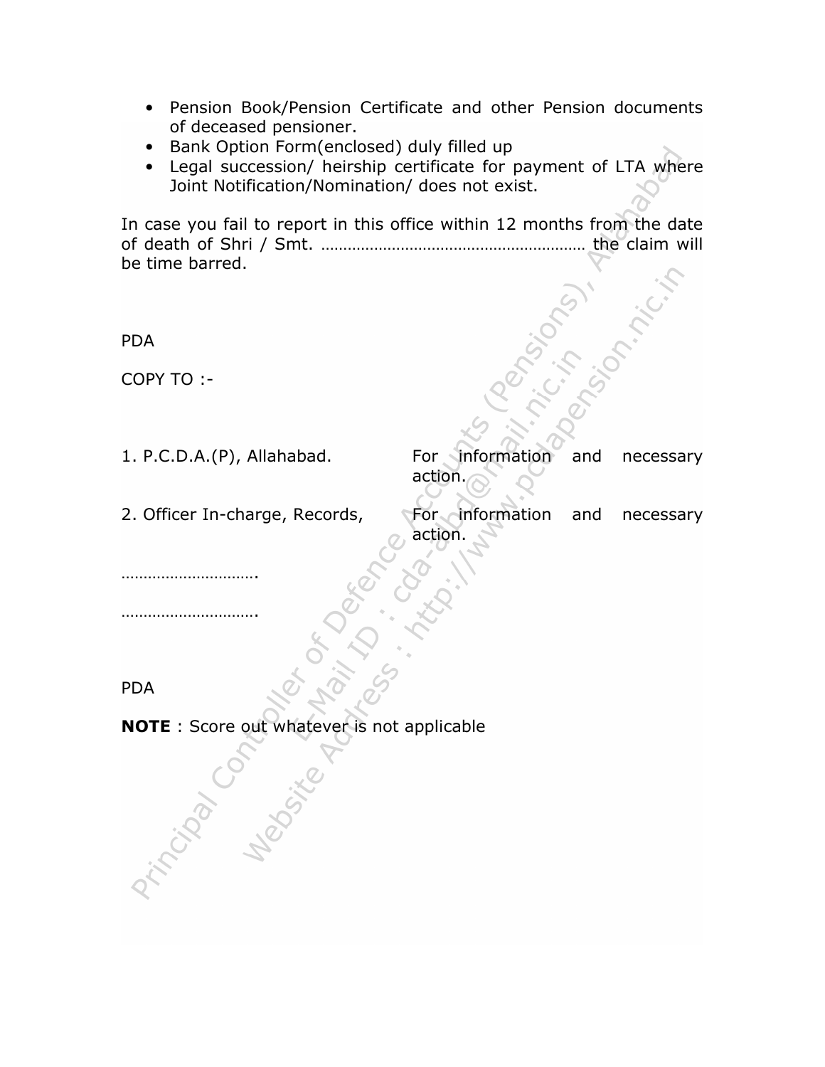- Pension Book/Pension Certificate and other Pension documents of deceased pensioner.
- Bank Option Form(enclosed) duly filled up
- Legal succession/ heirship certificate for payment of LTA where Joint Notification/Nomination/ does not exist.

In case you fail to report in this office within 12 months from the date of death of Shri / Smt. …………………………………………………… the claim will be time barred.

PDA

COPY TO :-

| | |
|---|---|
| 1. P.C.D.A.(P), Allahabad. | For information and necessary action. |
| 2. Officer In-charge, Records, | For information and necessary action. |

………………………….

………………………….

PDA

**NOTE** : Score out whatever is not applicable